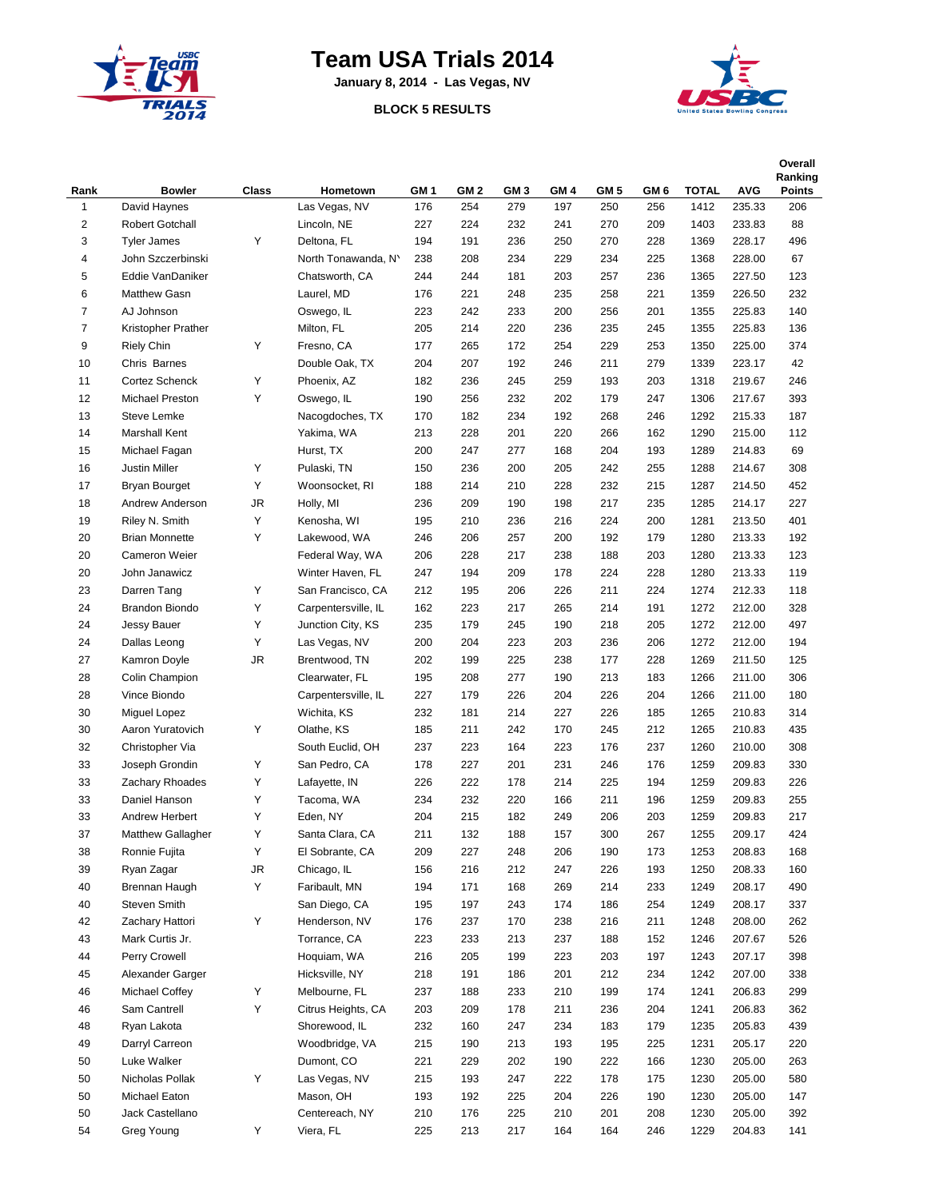# Team USA Trials 2014

**January 8, 2014 - Las Vegas, NV**

**BLOCK 5 RESULTS**

| Rank | Bowler | Class | Hometown | GM 1 | GM 2 | GM 3 | GM 4 | GM 5 | GM 6 | TOTAL | AVG | Overall Ranking Points |
|---|---|---|---|---|---|---|---|---|---|---|---|---|
| 1 | David Haynes | | Las Vegas, NV | 176 | 254 | 279 | 197 | 250 | 256 | 1412 | 235.33 | 206 |
| 2 | Robert Gotchall | | Lincoln, NE | 227 | 224 | 232 | 241 | 270 | 209 | 1403 | 233.83 | 88 |
| 3 | Tyler James | Y | Deltona, FL | 194 | 191 | 236 | 250 | 270 | 228 | 1369 | 228.17 | 496 |
| 4 | John Szczerbinski | | North Tonawanda, NY | 238 | 208 | 234 | 229 | 234 | 225 | 1368 | 228.00 | 67 |
| 5 | Eddie VanDaniker | | Chatsworth, CA | 244 | 244 | 181 | 203 | 257 | 236 | 1365 | 227.50 | 123 |
| 6 | Matthew Gasn | | Laurel, MD | 176 | 221 | 248 | 235 | 258 | 221 | 1359 | 226.50 | 232 |
| 7 | AJ Johnson | | Oswego, IL | 223 | 242 | 233 | 200 | 256 | 201 | 1355 | 225.83 | 140 |
| 7 | Kristopher Prather | | Milton, FL | 205 | 214 | 220 | 236 | 235 | 245 | 1355 | 225.83 | 136 |
| 9 | Riely Chin | Y | Fresno, CA | 177 | 265 | 172 | 254 | 229 | 253 | 1350 | 225.00 | 374 |
| 10 | Chris Barnes | | Double Oak, TX | 204 | 207 | 192 | 246 | 211 | 279 | 1339 | 223.17 | 42 |
| 11 | Cortez Schenck | Y | Phoenix, AZ | 182 | 236 | 245 | 259 | 193 | 203 | 1318 | 219.67 | 246 |
| 12 | Michael Preston | Y | Oswego, IL | 190 | 256 | 232 | 202 | 179 | 247 | 1306 | 217.67 | 393 |
| 13 | Steve Lemke | | Nacogdoches, TX | 170 | 182 | 234 | 192 | 268 | 246 | 1292 | 215.33 | 187 |
| 14 | Marshall Kent | | Yakima, WA | 213 | 228 | 201 | 220 | 266 | 162 | 1290 | 215.00 | 112 |
| 15 | Michael Fagan | | Hurst, TX | 200 | 247 | 277 | 168 | 204 | 193 | 1289 | 214.83 | 69 |
| 16 | Justin Miller | Y | Pulaski, TN | 150 | 236 | 200 | 205 | 242 | 255 | 1288 | 214.67 | 308 |
| 17 | Bryan Bourget | Y | Woonsocket, RI | 188 | 214 | 210 | 228 | 232 | 215 | 1287 | 214.50 | 452 |
| 18 | Andrew Anderson | JR | Holly, MI | 236 | 209 | 190 | 198 | 217 | 235 | 1285 | 214.17 | 227 |
| 19 | Riley N. Smith | Y | Kenosha, WI | 195 | 210 | 236 | 216 | 224 | 200 | 1281 | 213.50 | 401 |
| 20 | Brian Monnette | Y | Lakewood, WA | 246 | 206 | 257 | 200 | 192 | 179 | 1280 | 213.33 | 192 |
| 20 | Cameron Weier | | Federal Way, WA | 206 | 228 | 217 | 238 | 188 | 203 | 1280 | 213.33 | 123 |
| 20 | John Janawicz | | Winter Haven, FL | 247 | 194 | 209 | 178 | 224 | 228 | 1280 | 213.33 | 119 |
| 23 | Darren Tang | Y | San Francisco, CA | 212 | 195 | 206 | 226 | 211 | 224 | 1274 | 212.33 | 118 |
| 24 | Brandon Biondo | Y | Carpentersville, IL | 162 | 223 | 217 | 265 | 214 | 191 | 1272 | 212.00 | 328 |
| 24 | Jessy Bauer | Y | Junction City, KS | 235 | 179 | 245 | 190 | 218 | 205 | 1272 | 212.00 | 497 |
| 24 | Dallas Leong | Y | Las Vegas, NV | 200 | 204 | 223 | 203 | 236 | 206 | 1272 | 212.00 | 194 |
| 27 | Kamron Doyle | JR | Brentwood, TN | 202 | 199 | 225 | 238 | 177 | 228 | 1269 | 211.50 | 125 |
| 28 | Colin Champion | | Clearwater, FL | 195 | 208 | 277 | 190 | 213 | 183 | 1266 | 211.00 | 306 |
| 28 | Vince Biondo | | Carpentersville, IL | 227 | 179 | 226 | 204 | 226 | 204 | 1266 | 211.00 | 180 |
| 30 | Miguel Lopez | | Wichita, KS | 232 | 181 | 214 | 227 | 226 | 185 | 1265 | 210.83 | 314 |
| 30 | Aaron Yuratovich | Y | Olathe, KS | 185 | 211 | 242 | 170 | 245 | 212 | 1265 | 210.83 | 435 |
| 32 | Christopher Via | | South Euclid, OH | 237 | 223 | 164 | 223 | 176 | 237 | 1260 | 210.00 | 308 |
| 33 | Joseph Grondin | Y | San Pedro, CA | 178 | 227 | 201 | 231 | 246 | 176 | 1259 | 209.83 | 330 |
| 33 | Zachary Rhoades | Y | Lafayette, IN | 226 | 222 | 178 | 214 | 225 | 194 | 1259 | 209.83 | 226 |
| 33 | Daniel Hanson | Y | Tacoma, WA | 234 | 232 | 220 | 166 | 211 | 196 | 1259 | 209.83 | 255 |
| 33 | Andrew Herbert | Y | Eden, NY | 204 | 215 | 182 | 249 | 206 | 203 | 1259 | 209.83 | 217 |
| 37 | Matthew Gallagher | Y | Santa Clara, CA | 211 | 132 | 188 | 157 | 300 | 267 | 1255 | 209.17 | 424 |
| 38 | Ronnie Fujita | Y | El Sobrante, CA | 209 | 227 | 248 | 206 | 190 | 173 | 1253 | 208.83 | 168 |
| 39 | Ryan Zagar | JR | Chicago, IL | 156 | 216 | 212 | 247 | 226 | 193 | 1250 | 208.33 | 160 |
| 40 | Brennan Haugh | Y | Faribault, MN | 194 | 171 | 168 | 269 | 214 | 233 | 1249 | 208.17 | 490 |
| 40 | Steven Smith | | San Diego, CA | 195 | 197 | 243 | 174 | 186 | 254 | 1249 | 208.17 | 337 |
| 42 | Zachary Hattori | Y | Henderson, NV | 176 | 237 | 170 | 238 | 216 | 211 | 1248 | 208.00 | 262 |
| 43 | Mark Curtis Jr. | | Torrance, CA | 223 | 233 | 213 | 237 | 188 | 152 | 1246 | 207.67 | 526 |
| 44 | Perry Crowell | | Hoquiam, WA | 216 | 205 | 199 | 223 | 203 | 197 | 1243 | 207.17 | 398 |
| 45 | Alexander Garger | | Hicksville, NY | 218 | 191 | 186 | 201 | 212 | 234 | 1242 | 207.00 | 338 |
| 46 | Michael Coffey | Y | Melbourne, FL | 237 | 188 | 233 | 210 | 199 | 174 | 1241 | 206.83 | 299 |
| 46 | Sam Cantrell | Y | Citrus Heights, CA | 203 | 209 | 178 | 211 | 236 | 204 | 1241 | 206.83 | 362 |
| 48 | Ryan Lakota | | Shorewood, IL | 232 | 160 | 247 | 234 | 183 | 179 | 1235 | 205.83 | 439 |
| 49 | Darryl Carreon | | Woodbridge, VA | 215 | 190 | 213 | 193 | 195 | 225 | 1231 | 205.17 | 220 |
| 50 | Luke Walker | | Dumont, CO | 221 | 229 | 202 | 190 | 222 | 166 | 1230 | 205.00 | 263 |
| 50 | Nicholas Pollak | Y | Las Vegas, NV | 215 | 193 | 247 | 222 | 178 | 175 | 1230 | 205.00 | 580 |
| 50 | Michael Eaton | | Mason, OH | 193 | 192 | 225 | 204 | 226 | 190 | 1230 | 205.00 | 147 |
| 50 | Jack Castellano | | Centereach, NY | 210 | 176 | 225 | 210 | 201 | 208 | 1230 | 205.00 | 392 |
| 54 | Greg Young | Y | Viera, FL | 225 | 213 | 217 | 164 | 164 | 246 | 1229 | 204.83 | 141 |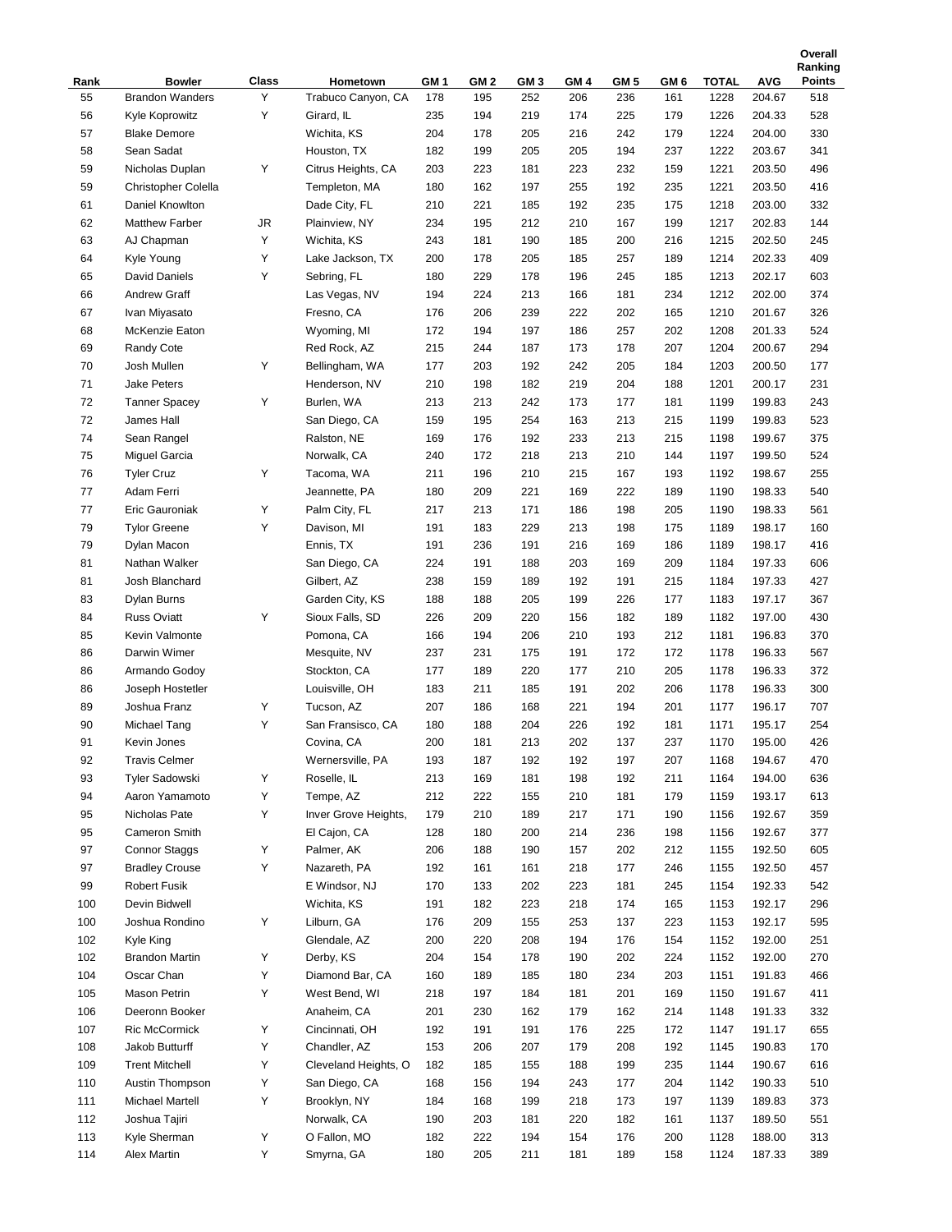| Rank | Bowler | Class | Hometown | GM 1 | GM 2 | GM 3 | GM 4 | GM 5 | GM 6 | TOTAL | AVG | Overall Ranking Points |
|---|---|---|---|---|---|---|---|---|---|---|---|---|
| 55 | Brandon Wanders | Y | Trabuco Canyon, CA | 178 | 195 | 252 | 206 | 236 | 161 | 1228 | 204.67 | 518 |
| 56 | Kyle Koprowitz | Y | Girard, IL | 235 | 194 | 219 | 174 | 225 | 179 | 1226 | 204.33 | 528 |
| 57 | Blake Demore | | Wichita, KS | 204 | 178 | 205 | 216 | 242 | 179 | 1224 | 204.00 | 330 |
| 58 | Sean Sadat | | Houston, TX | 182 | 199 | 205 | 205 | 194 | 237 | 1222 | 203.67 | 341 |
| 59 | Nicholas Duplan | Y | Citrus Heights, CA | 203 | 223 | 181 | 223 | 232 | 159 | 1221 | 203.50 | 496 |
| 59 | Christopher Colella | | Templeton, MA | 180 | 162 | 197 | 255 | 192 | 235 | 1221 | 203.50 | 416 |
| 61 | Daniel Knowlton | | Dade City, FL | 210 | 221 | 185 | 192 | 235 | 175 | 1218 | 203.00 | 332 |
| 62 | Matthew Farber | JR | Plainview, NY | 234 | 195 | 212 | 210 | 167 | 199 | 1217 | 202.83 | 144 |
| 63 | AJ Chapman | Y | Wichita, KS | 243 | 181 | 190 | 185 | 200 | 216 | 1215 | 202.50 | 245 |
| 64 | Kyle Young | Y | Lake Jackson, TX | 200 | 178 | 205 | 185 | 257 | 189 | 1214 | 202.33 | 409 |
| 65 | David Daniels | Y | Sebring, FL | 180 | 229 | 178 | 196 | 245 | 185 | 1213 | 202.17 | 603 |
| 66 | Andrew Graff | | Las Vegas, NV | 194 | 224 | 213 | 166 | 181 | 234 | 1212 | 202.00 | 374 |
| 67 | Ivan Miyasato | | Fresno, CA | 176 | 206 | 239 | 222 | 202 | 165 | 1210 | 201.67 | 326 |
| 68 | McKenzie Eaton | | Wyoming, MI | 172 | 194 | 197 | 186 | 257 | 202 | 1208 | 201.33 | 524 |
| 69 | Randy Cote | | Red Rock, AZ | 215 | 244 | 187 | 173 | 178 | 207 | 1204 | 200.67 | 294 |
| 70 | Josh Mullen | Y | Bellingham, WA | 177 | 203 | 192 | 242 | 205 | 184 | 1203 | 200.50 | 177 |
| 71 | Jake Peters | | Henderson, NV | 210 | 198 | 182 | 219 | 204 | 188 | 1201 | 200.17 | 231 |
| 72 | Tanner Spacey | Y | Burlen, WA | 213 | 213 | 242 | 173 | 177 | 181 | 1199 | 199.83 | 243 |
| 72 | James Hall | | San Diego, CA | 159 | 195 | 254 | 163 | 213 | 215 | 1199 | 199.83 | 523 |
| 74 | Sean Rangel | | Ralston, NE | 169 | 176 | 192 | 233 | 213 | 215 | 1198 | 199.67 | 375 |
| 75 | Miguel Garcia | | Norwalk, CA | 240 | 172 | 218 | 213 | 210 | 144 | 1197 | 199.50 | 524 |
| 76 | Tyler Cruz | Y | Tacoma, WA | 211 | 196 | 210 | 215 | 167 | 193 | 1192 | 198.67 | 255 |
| 77 | Adam Ferri | | Jeannette, PA | 180 | 209 | 221 | 169 | 222 | 189 | 1190 | 198.33 | 540 |
| 77 | Eric Gauroniak | Y | Palm City, FL | 217 | 213 | 171 | 186 | 198 | 205 | 1190 | 198.33 | 561 |
| 79 | Tylor Greene | Y | Davison, MI | 191 | 183 | 229 | 213 | 198 | 175 | 1189 | 198.17 | 160 |
| 79 | Dylan Macon | | Ennis, TX | 191 | 236 | 191 | 216 | 169 | 186 | 1189 | 198.17 | 416 |
| 81 | Nathan Walker | | San Diego, CA | 224 | 191 | 188 | 203 | 169 | 209 | 1184 | 197.33 | 606 |
| 81 | Josh Blanchard | | Gilbert, AZ | 238 | 159 | 189 | 192 | 191 | 215 | 1184 | 197.33 | 427 |
| 83 | Dylan Burns | | Garden City, KS | 188 | 188 | 205 | 199 | 226 | 177 | 1183 | 197.17 | 367 |
| 84 | Russ Oviatt | Y | Sioux Falls, SD | 226 | 209 | 220 | 156 | 182 | 189 | 1182 | 197.00 | 430 |
| 85 | Kevin Valmonte | | Pomona, CA | 166 | 194 | 206 | 210 | 193 | 212 | 1181 | 196.83 | 370 |
| 86 | Darwin Wimer | | Mesquite, NV | 237 | 231 | 175 | 191 | 172 | 172 | 1178 | 196.33 | 567 |
| 86 | Armando Godoy | | Stockton, CA | 177 | 189 | 220 | 177 | 210 | 205 | 1178 | 196.33 | 372 |
| 86 | Joseph Hostetler | | Louisville, OH | 183 | 211 | 185 | 191 | 202 | 206 | 1178 | 196.33 | 300 |
| 89 | Joshua Franz | Y | Tucson, AZ | 207 | 186 | 168 | 221 | 194 | 201 | 1177 | 196.17 | 707 |
| 90 | Michael Tang | Y | San Fransisco, CA | 180 | 188 | 204 | 226 | 192 | 181 | 1171 | 195.17 | 254 |
| 91 | Kevin Jones | | Covina, CA | 200 | 181 | 213 | 202 | 137 | 237 | 1170 | 195.00 | 426 |
| 92 | Travis Celmer | | Wernersville, PA | 193 | 187 | 192 | 192 | 197 | 207 | 1168 | 194.67 | 470 |
| 93 | Tyler Sadowski | Y | Roselle, IL | 213 | 169 | 181 | 198 | 192 | 211 | 1164 | 194.00 | 636 |
| 94 | Aaron Yamamoto | Y | Tempe, AZ | 212 | 222 | 155 | 210 | 181 | 179 | 1159 | 193.17 | 613 |
| 95 | Nicholas Pate | Y | Inver Grove Heights, | 179 | 210 | 189 | 217 | 171 | 190 | 1156 | 192.67 | 359 |
| 95 | Cameron Smith | | El Cajon, CA | 128 | 180 | 200 | 214 | 236 | 198 | 1156 | 192.67 | 377 |
| 97 | Connor Staggs | Y | Palmer, AK | 206 | 188 | 190 | 157 | 202 | 212 | 1155 | 192.50 | 605 |
| 97 | Bradley Crouse | Y | Nazareth, PA | 192 | 161 | 161 | 218 | 177 | 246 | 1155 | 192.50 | 457 |
| 99 | Robert Fusik | | E Windsor, NJ | 170 | 133 | 202 | 223 | 181 | 245 | 1154 | 192.33 | 542 |
| 100 | Devin Bidwell | | Wichita, KS | 191 | 182 | 223 | 218 | 174 | 165 | 1153 | 192.17 | 296 |
| 100 | Joshua Rondino | Y | Lilburn, GA | 176 | 209 | 155 | 253 | 137 | 223 | 1153 | 192.17 | 595 |
| 102 | Kyle King | | Glendale, AZ | 200 | 220 | 208 | 194 | 176 | 154 | 1152 | 192.00 | 251 |
| 102 | Brandon Martin | Y | Derby, KS | 204 | 154 | 178 | 190 | 202 | 224 | 1152 | 192.00 | 270 |
| 104 | Oscar Chan | Y | Diamond Bar, CA | 160 | 189 | 185 | 180 | 234 | 203 | 1151 | 191.83 | 466 |
| 105 | Mason Petrin | Y | West Bend, WI | 218 | 197 | 184 | 181 | 201 | 169 | 1150 | 191.67 | 411 |
| 106 | Deeronn Booker | | Anaheim, CA | 201 | 230 | 162 | 179 | 162 | 214 | 1148 | 191.33 | 332 |
| 107 | Ric McCormick | Y | Cincinnati, OH | 192 | 191 | 191 | 176 | 225 | 172 | 1147 | 191.17 | 655 |
| 108 | Jakob Butturff | Y | Chandler, AZ | 153 | 206 | 207 | 179 | 208 | 192 | 1145 | 190.83 | 170 |
| 109 | Trent Mitchell | Y | Cleveland Heights, O | 182 | 185 | 155 | 188 | 199 | 235 | 1144 | 190.67 | 616 |
| 110 | Austin Thompson | Y | San Diego, CA | 168 | 156 | 194 | 243 | 177 | 204 | 1142 | 190.33 | 510 |
| 111 | Michael Martell | Y | Brooklyn, NY | 184 | 168 | 199 | 218 | 173 | 197 | 1139 | 189.83 | 373 |
| 112 | Joshua Tajiri | | Norwalk, CA | 190 | 203 | 181 | 220 | 182 | 161 | 1137 | 189.50 | 551 |
| 113 | Kyle Sherman | Y | O Fallon, MO | 182 | 222 | 194 | 154 | 176 | 200 | 1128 | 188.00 | 313 |
| 114 | Alex Martin | Y | Smyrna, GA | 180 | 205 | 211 | 181 | 189 | 158 | 1124 | 187.33 | 389 |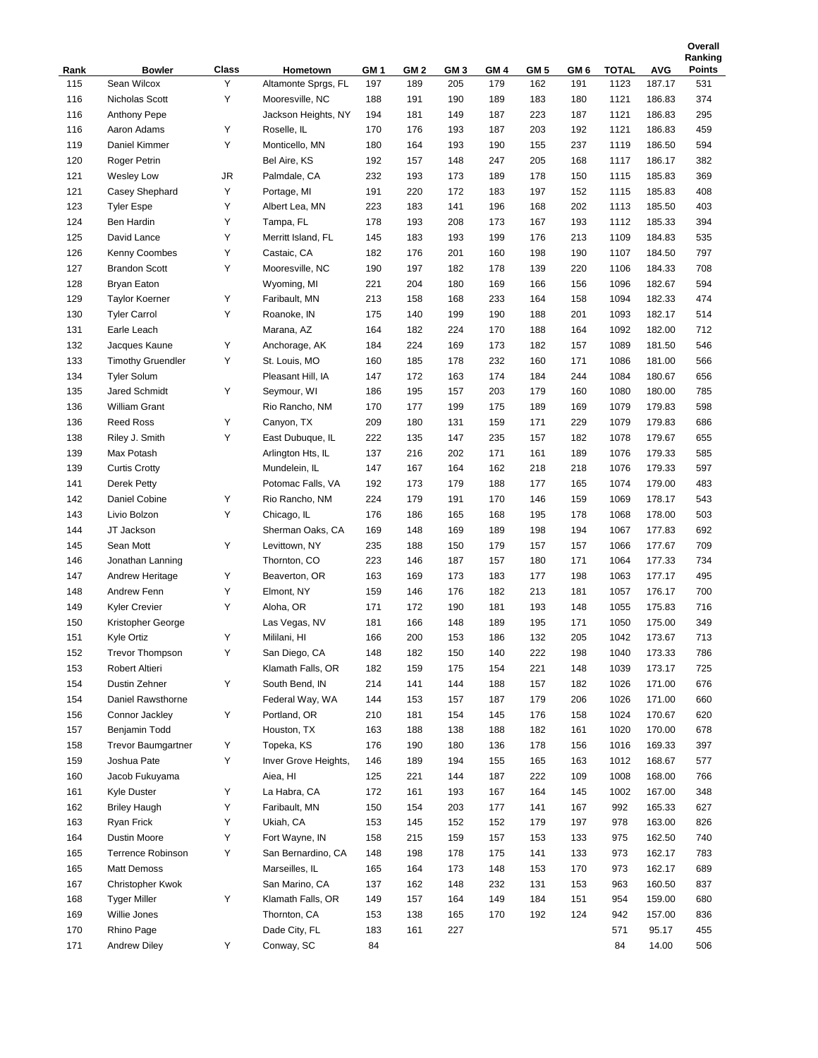| Rank | Bowler | Class | Hometown | GM 1 | GM 2 | GM 3 | GM 4 | GM 5 | GM 6 | TOTAL | AVG | Overall Ranking Points |
|---|---|---|---|---|---|---|---|---|---|---|---|---|
| 115 | Sean Wilcox | Y | Altamonte Sprgs, FL | 197 | 189 | 205 | 179 | 162 | 191 | 1123 | 187.17 | 531 |
| 116 | Nicholas Scott | Y | Mooresville, NC | 188 | 191 | 190 | 189 | 183 | 180 | 1121 | 186.83 | 374 |
| 116 | Anthony Pepe | | Jackson Heights, NY | 194 | 181 | 149 | 187 | 223 | 187 | 1121 | 186.83 | 295 |
| 116 | Aaron Adams | Y | Roselle, IL | 170 | 176 | 193 | 187 | 203 | 192 | 1121 | 186.83 | 459 |
| 119 | Daniel Kimmer | Y | Monticello, MN | 180 | 164 | 193 | 190 | 155 | 237 | 1119 | 186.50 | 594 |
| 120 | Roger Petrin | | Bel Aire, KS | 192 | 157 | 148 | 247 | 205 | 168 | 1117 | 186.17 | 382 |
| 121 | Wesley Low | JR | Palmdale, CA | 232 | 193 | 173 | 189 | 178 | 150 | 1115 | 185.83 | 369 |
| 121 | Casey Shephard | Y | Portage, MI | 191 | 220 | 172 | 183 | 197 | 152 | 1115 | 185.83 | 408 |
| 123 | Tyler Espe | Y | Albert Lea, MN | 223 | 183 | 141 | 196 | 168 | 202 | 1113 | 185.50 | 403 |
| 124 | Ben Hardin | Y | Tampa, FL | 178 | 193 | 208 | 173 | 167 | 193 | 1112 | 185.33 | 394 |
| 125 | David Lance | Y | Merritt Island, FL | 145 | 183 | 193 | 199 | 176 | 213 | 1109 | 184.83 | 535 |
| 126 | Kenny Coombes | Y | Castaic, CA | 182 | 176 | 201 | 160 | 198 | 190 | 1107 | 184.50 | 797 |
| 127 | Brandon Scott | Y | Mooresville, NC | 190 | 197 | 182 | 178 | 139 | 220 | 1106 | 184.33 | 708 |
| 128 | Bryan Eaton | | Wyoming, MI | 221 | 204 | 180 | 169 | 166 | 156 | 1096 | 182.67 | 594 |
| 129 | Taylor Koerner | Y | Faribault, MN | 213 | 158 | 168 | 233 | 164 | 158 | 1094 | 182.33 | 474 |
| 130 | Tyler Carrol | Y | Roanoke, IN | 175 | 140 | 199 | 190 | 188 | 201 | 1093 | 182.17 | 514 |
| 131 | Earle Leach | | Marana, AZ | 164 | 182 | 224 | 170 | 188 | 164 | 1092 | 182.00 | 712 |
| 132 | Jacques Kaune | Y | Anchorage, AK | 184 | 224 | 169 | 173 | 182 | 157 | 1089 | 181.50 | 546 |
| 133 | Timothy Gruendler | Y | St. Louis, MO | 160 | 185 | 178 | 232 | 160 | 171 | 1086 | 181.00 | 566 |
| 134 | Tyler Solum | | Pleasant Hill, IA | 147 | 172 | 163 | 174 | 184 | 244 | 1084 | 180.67 | 656 |
| 135 | Jared Schmidt | Y | Seymour, WI | 186 | 195 | 157 | 203 | 179 | 160 | 1080 | 180.00 | 785 |
| 136 | William Grant | | Rio Rancho, NM | 170 | 177 | 199 | 175 | 189 | 169 | 1079 | 179.83 | 598 |
| 136 | Reed Ross | Y | Canyon, TX | 209 | 180 | 131 | 159 | 171 | 229 | 1079 | 179.83 | 686 |
| 138 | Riley J. Smith | Y | East Dubuque, IL | 222 | 135 | 147 | 235 | 157 | 182 | 1078 | 179.67 | 655 |
| 139 | Max Potash | | Arlington Hts, IL | 137 | 216 | 202 | 171 | 161 | 189 | 1076 | 179.33 | 585 |
| 139 | Curtis Crotty | | Mundelein, IL | 147 | 167 | 164 | 162 | 218 | 218 | 1076 | 179.33 | 597 |
| 141 | Derek Petty | | Potomac Falls, VA | 192 | 173 | 179 | 188 | 177 | 165 | 1074 | 179.00 | 483 |
| 142 | Daniel Cobine | Y | Rio Rancho, NM | 224 | 179 | 191 | 170 | 146 | 159 | 1069 | 178.17 | 543 |
| 143 | Livio Bolzon | Y | Chicago, IL | 176 | 186 | 165 | 168 | 195 | 178 | 1068 | 178.00 | 503 |
| 144 | JT Jackson | | Sherman Oaks, CA | 169 | 148 | 169 | 189 | 198 | 194 | 1067 | 177.83 | 692 |
| 145 | Sean Mott | Y | Levittown, NY | 235 | 188 | 150 | 179 | 157 | 157 | 1066 | 177.67 | 709 |
| 146 | Jonathan Lanning | | Thornton, CO | 223 | 146 | 187 | 157 | 180 | 171 | 1064 | 177.33 | 734 |
| 147 | Andrew Heritage | Y | Beaverton, OR | 163 | 169 | 173 | 183 | 177 | 198 | 1063 | 177.17 | 495 |
| 148 | Andrew Fenn | Y | Elmont, NY | 159 | 146 | 176 | 182 | 213 | 181 | 1057 | 176.17 | 700 |
| 149 | Kyler Crevier | Y | Aloha, OR | 171 | 172 | 190 | 181 | 193 | 148 | 1055 | 175.83 | 716 |
| 150 | Kristopher George | | Las Vegas, NV | 181 | 166 | 148 | 189 | 195 | 171 | 1050 | 175.00 | 349 |
| 151 | Kyle Ortiz | Y | Mililani, HI | 166 | 200 | 153 | 186 | 132 | 205 | 1042 | 173.67 | 713 |
| 152 | Trevor Thompson | Y | San Diego, CA | 148 | 182 | 150 | 140 | 222 | 198 | 1040 | 173.33 | 786 |
| 153 | Robert Altieri | | Klamath Falls, OR | 182 | 159 | 175 | 154 | 221 | 148 | 1039 | 173.17 | 725 |
| 154 | Dustin Zehner | Y | South Bend, IN | 214 | 141 | 144 | 188 | 157 | 182 | 1026 | 171.00 | 676 |
| 154 | Daniel Rawsthorne | | Federal Way, WA | 144 | 153 | 157 | 187 | 179 | 206 | 1026 | 171.00 | 660 |
| 156 | Connor Jackley | Y | Portland, OR | 210 | 181 | 154 | 145 | 176 | 158 | 1024 | 170.67 | 620 |
| 157 | Benjamin Todd | | Houston, TX | 163 | 188 | 138 | 188 | 182 | 161 | 1020 | 170.00 | 678 |
| 158 | Trevor Baumgartner | Y | Topeka, KS | 176 | 190 | 180 | 136 | 178 | 156 | 1016 | 169.33 | 397 |
| 159 | Joshua Pate | Y | Inver Grove Heights, | 146 | 189 | 194 | 155 | 165 | 163 | 1012 | 168.67 | 577 |
| 160 | Jacob Fukuyama | | Aiea, HI | 125 | 221 | 144 | 187 | 222 | 109 | 1008 | 168.00 | 766 |
| 161 | Kyle Duster | Y | La Habra, CA | 172 | 161 | 193 | 167 | 164 | 145 | 1002 | 167.00 | 348 |
| 162 | Briley Haugh | Y | Faribault, MN | 150 | 154 | 203 | 177 | 141 | 167 | 992 | 165.33 | 627 |
| 163 | Ryan Frick | Y | Ukiah, CA | 153 | 145 | 152 | 152 | 179 | 197 | 978 | 163.00 | 826 |
| 164 | Dustin Moore | Y | Fort Wayne, IN | 158 | 215 | 159 | 157 | 153 | 133 | 975 | 162.50 | 740 |
| 165 | Terrence Robinson | Y | San Bernardino, CA | 148 | 198 | 178 | 175 | 141 | 133 | 973 | 162.17 | 783 |
| 165 | Matt Demoss | | Marseilles, IL | 165 | 164 | 173 | 148 | 153 | 170 | 973 | 162.17 | 689 |
| 167 | Christopher Kwok | | San Marino, CA | 137 | 162 | 148 | 232 | 131 | 153 | 963 | 160.50 | 837 |
| 168 | Tyger Miller | Y | Klamath Falls, OR | 149 | 157 | 164 | 149 | 184 | 151 | 954 | 159.00 | 680 |
| 169 | Willie Jones | | Thornton, CA | 153 | 138 | 165 | 170 | 192 | 124 | 942 | 157.00 | 836 |
| 170 | Rhino Page | | Dade City, FL | 183 | 161 | 227 | | | | 571 | 95.17 | 455 |
| 171 | Andrew Diley | Y | Conway, SC | 84 | | | | | | 84 | 14.00 | 506 |